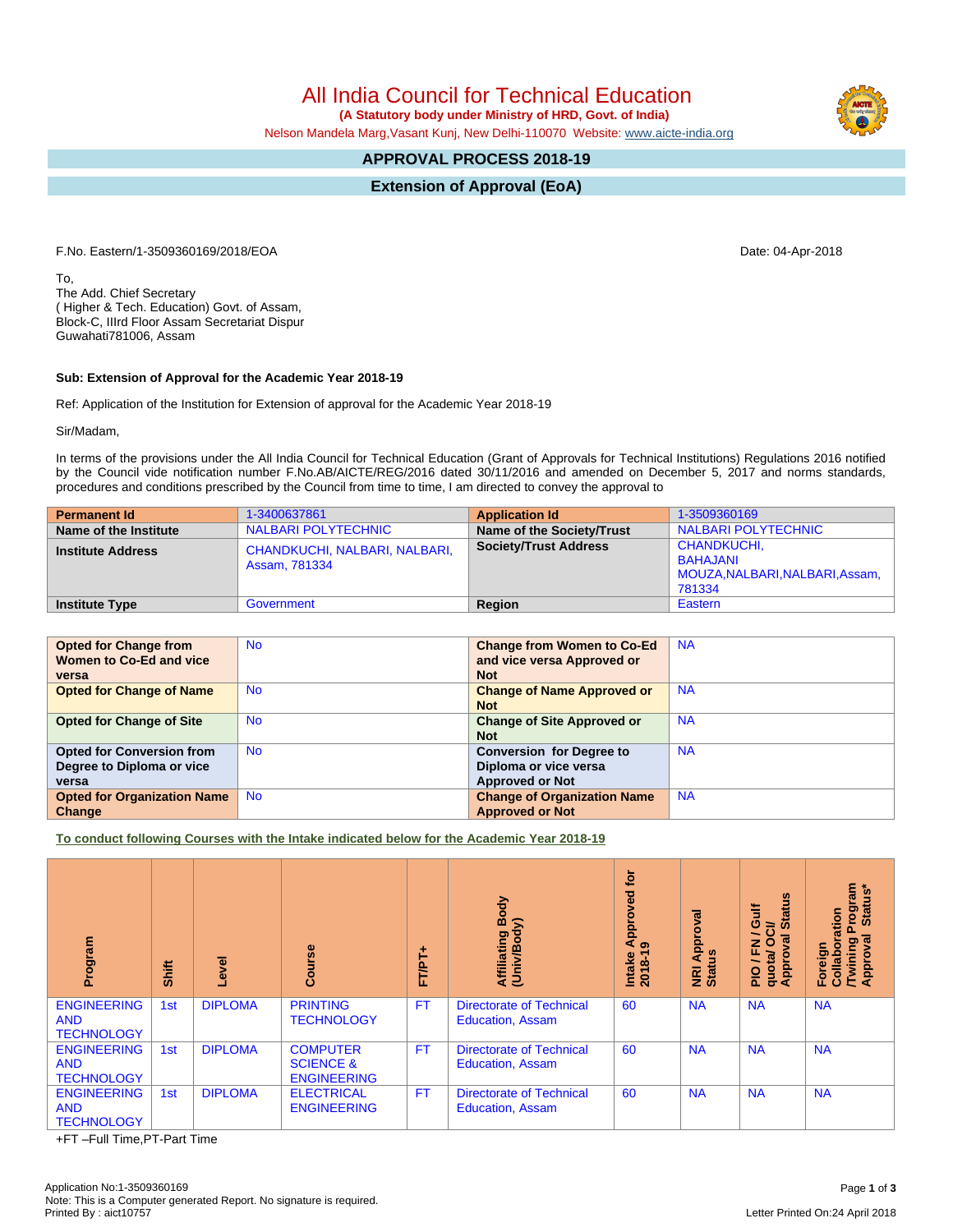# All India Council for Technical Education

**(A Statutory body under Ministry of HRD, Govt. of India)**

Nelson Mandela Marg,Vasant Kunj, New Delhi-110070 Website: www.aicte-india.org

## APPROVAL PROCESS 2018-19

## Extension of Approval (EoA)

F.No. Eastern/1-3509360169/2018/EOA

Date: 04-Apr-2018

To,
The Add. Chief Secretary
( Higher & Tech. Education) Govt. of Assam,
Block-C, IIIrd Floor Assam Secretariat Dispur
Guwahati781006, Assam

**Sub: Extension of Approval for the Academic Year 2018-19**

Ref: Application of the Institution for Extension of approval for the Academic Year 2018-19

Sir/Madam,

In terms of the provisions under the All India Council for Technical Education (Grant of Approvals for Technical Institutions) Regulations 2016 notified by the Council vide notification number F.No.AB/AICTE/REG/2016 dated 30/11/2016 and amended on December 5, 2017 and norms standards, procedures and conditions prescribed by the Council from time to time, I am directed to convey the approval to

| **Permanent Id** | 1-3400637861 | **Application Id** | 1-3509360169 |
|---|---|---|---|
| **Name of the Institute** | NALBARI POLYTECHNIC | **Name of the Society/Trust** | NALBARI POLYTECHNIC |
| **Institute Address** | CHANDKUCHI, NALBARI, NALBARI, Assam, 781334 | **Society/Trust Address** | CHANDKUCHI, BAHAJANI MOUZA,NALBARI,NALBARI,Assam, 781334 |
| **Institute Type** | Government | **Region** | Eastern |

| **Opted for Change from Women to Co-Ed and vice versa** | No | **Change from Women to Co-Ed and vice versa Approved or Not** | NA |
|---|---|---|---|
| **Opted for Change of Name** | No | **Change of Name Approved or Not** | NA |
| **Opted for Change of Site** | No | **Change of Site Approved or Not** | NA |
| **Opted for Conversion from Degree to Diploma or vice versa** | No | **Conversion for Degree to Diploma or vice versa Approved or Not** | NA |
| **Opted for Organization Name Change** | No | **Change of Organization Name Approved or Not** | NA |

**To conduct following Courses with the Intake indicated below for the Academic Year 2018-19**

| Program | Shift | Level | Course | FT/PT+ | Affiliating Body (Univ/Body) | Intake Approved for 2018-19 | NRI Approval Status | PIO / FN / Gulf quota/ OCI/ Approval Status | Foreign Collaboration /Twining Program Approval Status* |
|---|---|---|---|---|---|---|---|---|---|
| ENGINEERING AND TECHNOLOGY | 1st | DIPLOMA | PRINTING TECHNOLOGY | FT | Directorate of Technical Education, Assam | 60 | NA | NA | NA |
| ENGINEERING AND TECHNOLOGY | 1st | DIPLOMA | COMPUTER SCIENCE & ENGINEERING | FT | Directorate of Technical Education, Assam | 60 | NA | NA | NA |
| ENGINEERING AND TECHNOLOGY | 1st | DIPLOMA | ELECTRICAL ENGINEERING | FT | Directorate of Technical Education, Assam | 60 | NA | NA | NA |

+FT –Full Time,PT-Part Time

Application No:1-3509360169
Note: This is a Computer generated Report. No signature is required.
Printed By : aict10757

Letter Printed On:24 April 2018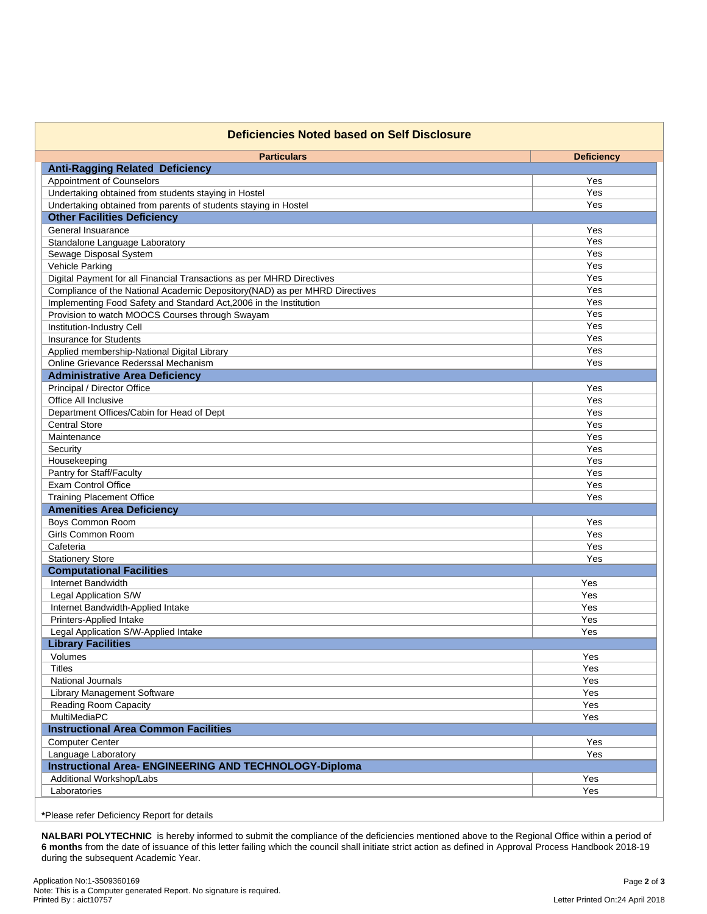## Deficiencies Noted based on Self Disclosure

| Particulars | Deficiency |
|---|---|
| **Anti-Ragging Related Deficiency** | |
| Appointment of Counselors | Yes |
| Undertaking obtained from students staying in Hostel | Yes |
| Undertaking obtained from parents of students staying in Hostel | Yes |
| **Other Facilities Deficiency** | |
| General Insuarance | Yes |
| Standalone Language Laboratory | Yes |
| Sewage Disposal System | Yes |
| Vehicle Parking | Yes |
| Digital Payment for all Financial Transactions as per MHRD Directives | Yes |
| Compliance of the National Academic Depository(NAD) as per MHRD Directives | Yes |
| Implementing Food Safety and Standard Act,2006 in the Institution | Yes |
| Provision to watch MOOCS Courses through Swayam | Yes |
| Institution-Industry Cell | Yes |
| Insurance for Students | Yes |
| Applied membership-National Digital Library | Yes |
| Online Grievance Rederssal Mechanism | Yes |
| **Administrative Area Deficiency** | |
| Principal / Director Office | Yes |
| Office All Inclusive | Yes |
| Department Offices/Cabin for Head of Dept | Yes |
| Central Store | Yes |
| Maintenance | Yes |
| Security | Yes |
| Housekeeping | Yes |
| Pantry for Staff/Faculty | Yes |
| Exam Control Office | Yes |
| Training Placement Office | Yes |
| **Amenities Area Deficiency** | |
| Boys Common Room | Yes |
| Girls Common Room | Yes |
| Cafeteria | Yes |
| Stationery Store | Yes |
| **Computational Facilities** | |
| Internet Bandwidth | Yes |
| Legal Application S/W | Yes |
| Internet Bandwidth-Applied Intake | Yes |
| Printers-Applied Intake | Yes |
| Legal Application S/W-Applied Intake | Yes |
| **Library Facilities** | |
| Volumes | Yes |
| Titles | Yes |
| National Journals | Yes |
| Library Management Software | Yes |
| Reading Room Capacity | Yes |
| MultiMediaPC | Yes |
| **Instructional Area Common Facilities** | |
| Computer Center | Yes |
| Language Laboratory | Yes |
| **Instructional Area- ENGINEERING AND TECHNOLOGY-Diploma** | |
| Additional Workshop/Labs | Yes |
| Laboratories | Yes |

*Please refer Deficiency Report for details

**NALBARI POLYTECHNIC** is hereby informed to submit the compliance of the deficiencies mentioned above to the Regional Office within a period of **6 months** from the date of issuance of this letter failing which the council shall initiate strict action as defined in Approval Process Handbook 2018-19 during the subsequent Academic Year.

Application No:1-3509360169
Note: This is a Computer generated Report. No signature is required.
Printed By : aict10757

Letter Printed On:24 April 2018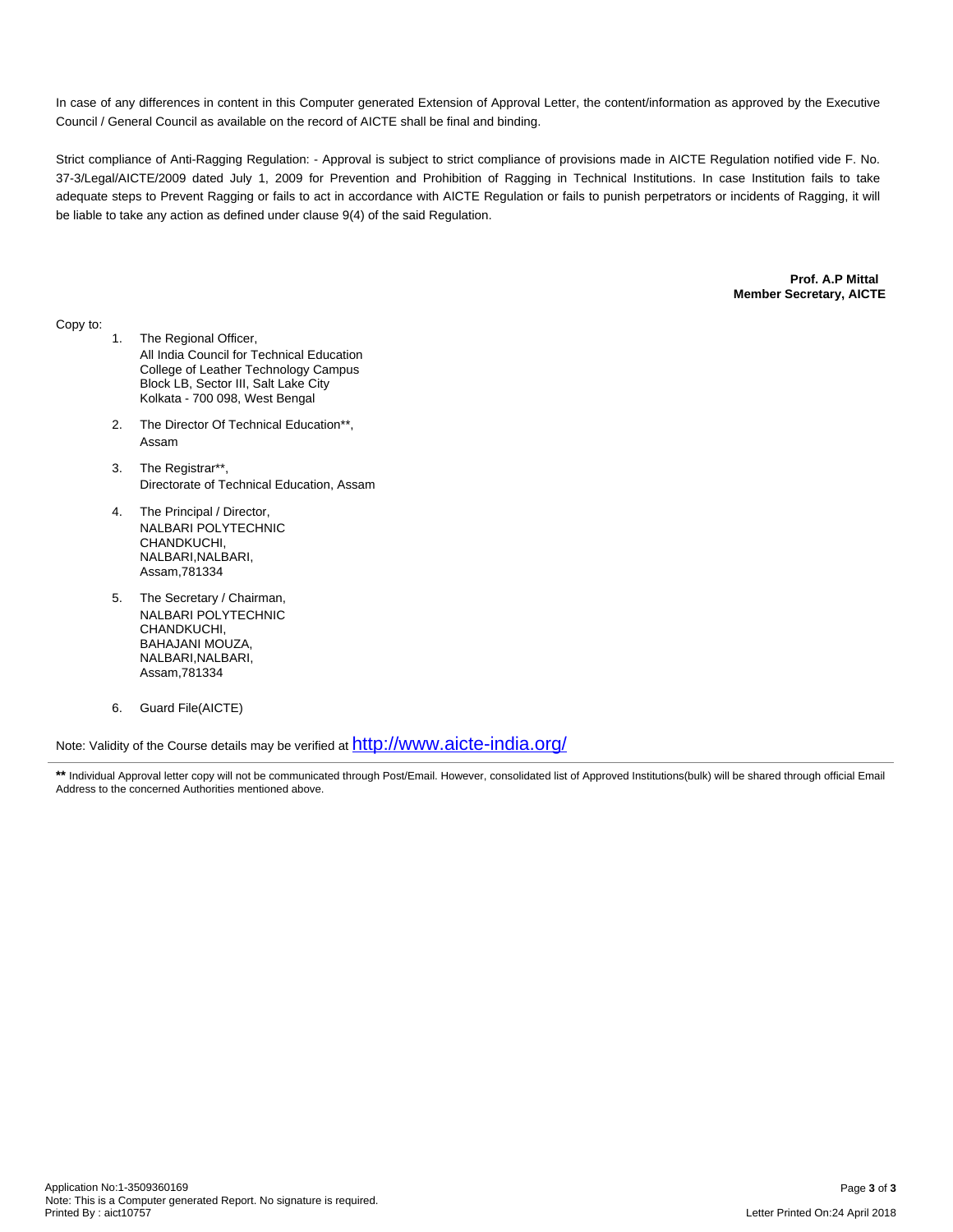In case of any differences in content in this Computer generated Extension of Approval Letter, the content/information as approved by the Executive Council / General Council as available on the record of AICTE shall be final and binding.

Strict compliance of Anti-Ragging Regulation: - Approval is subject to strict compliance of provisions made in AICTE Regulation notified vide F. No. 37-3/Legal/AICTE/2009 dated July 1, 2009 for Prevention and Prohibition of Ragging in Technical Institutions. In case Institution fails to take adequate steps to Prevent Ragging or fails to act in accordance with AICTE Regulation or fails to punish perpetrators or incidents of Ragging, it will be liable to take any action as defined under clause 9(4) of the said Regulation.

**Prof. A.P Mittal**
**Member Secretary, AICTE**

Copy to:

1. The Regional Officer,
   All India Council for Technical Education
   College of Leather Technology Campus
   Block LB, Sector III, Salt Lake City
   Kolkata - 700 098, West Bengal

2. The Director Of Technical Education**,
   Assam

3. The Registrar**,
   Directorate of Technical Education, Assam

4. The Principal / Director,
   NALBARI POLYTECHNIC
   CHANDKUCHI,
   NALBARI,NALBARI,
   Assam,781334

5. The Secretary / Chairman,
   NALBARI POLYTECHNIC
   CHANDKUCHI,
   BAHAJANI MOUZA,
   NALBARI,NALBARI,
   Assam,781334

6. Guard File(AICTE)

Note: Validity of the Course details may be verified at http://www.aicte-india.org/

---

** Individual Approval letter copy will not be communicated through Post/Email. However, consolidated list of Approved Institutions(bulk) will be shared through official Email Address to the concerned Authorities mentioned above.

Application No:1-3509360169
Note: This is a Computer generated Report. No signature is required.
Printed By : aict10757

Letter Printed On:24 April 2018